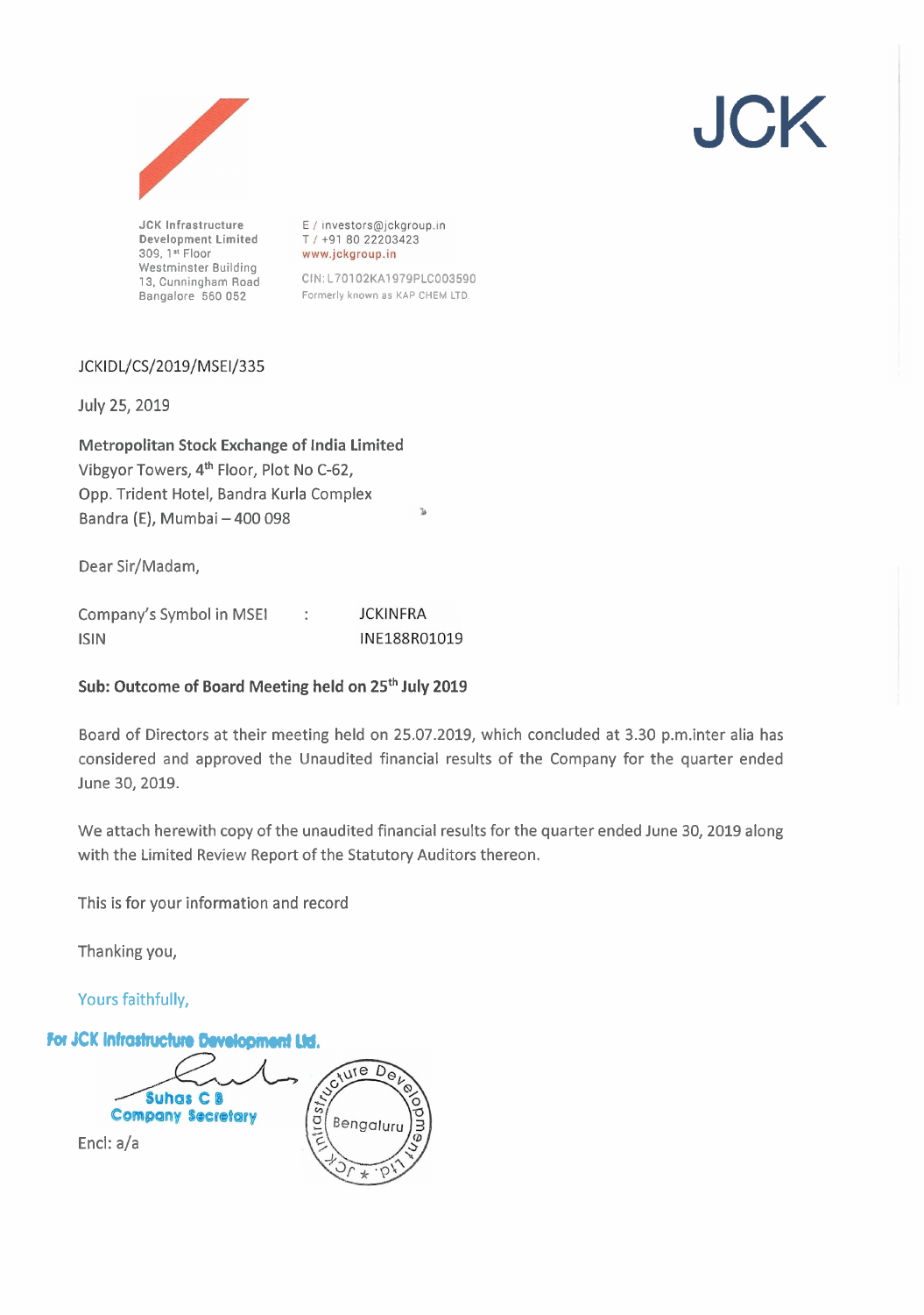**JCK**

JCK Infrastructure Development Limited
309, 1st Floor
Westminster Building
13, Cunningham Road
Bangalore 560 052

E / investors@jckgroup.in
T / +91 80 22203423
www.jckgroup.in

CIN: L70102KA1979PLC003590
Formerly known as KAP CHEM LTD

JCKIDL/CS/2019/MSEI/335

July 25, 2019

**Metropolitan Stock Exchange of India Limited**
Vibgyor Towers, 4th Floor, Plot No C-62,
Opp. Trident Hotel, Bandra Kurla Complex
Bandra (E), Mumbai – 400 098

Dear Sir/Madam,

| | | |
|---|---|---|
| Company's Symbol in MSEI | : | JCKINFRA |
| ISIN | | INE188R01019 |

**Sub: Outcome of Board Meeting held on 25th July 2019**

Board of Directors at their meeting held on 25.07.2019, which concluded at 3.30 p.m.inter alia has considered and approved the Unaudited financial results of the Company for the quarter ended June 30, 2019.

We attach herewith copy of the unaudited financial results for the quarter ended June 30, 2019 along with the Limited Review Report of the Statutory Auditors thereon.

This is for your information and record

Thanking you,

Yours faithfully,

For JCK Infrastructure Development Ltd.

Suhas C B
Company Secretary

Encl: a/a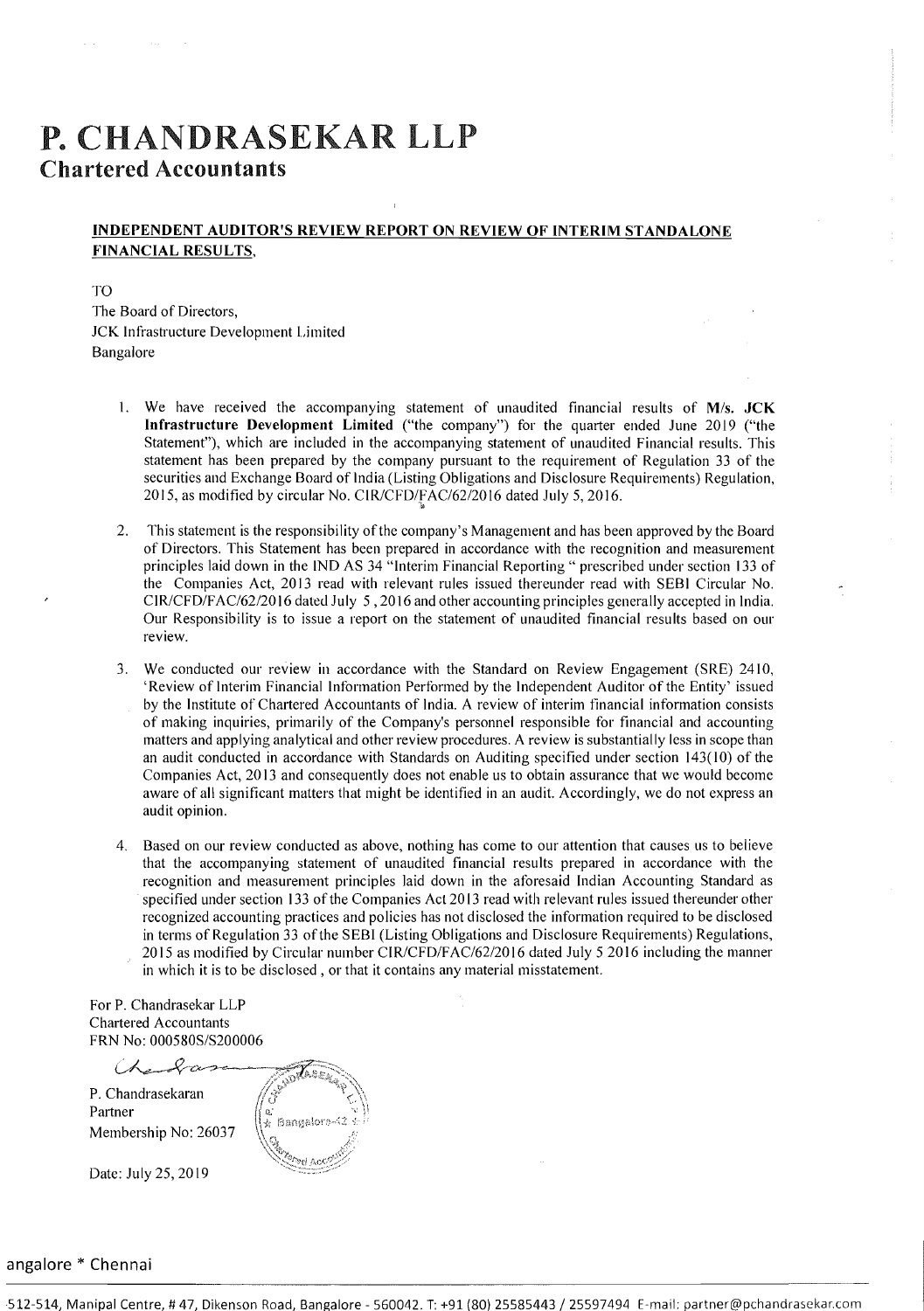# P. CHANDRASEKAR LLP

## Chartered Accountants

### INDEPENDENT AUDITOR'S REVIEW REPORT ON REVIEW OF INTERIM STANDALONE FINANCIAL RESULTS,

TO
The Board of Directors,
JCK Infrastructure Development Limited
Bangalore

1. We have received the accompanying statement of unaudited financial results of **M/s. JCK Infrastructure Development Limited** ("the company") for the quarter ended June 2019 ("the Statement"), which are included in the accompanying statement of unaudited Financial results. This statement has been prepared by the company pursuant to the requirement of Regulation 33 of the securities and Exchange Board of India (Listing Obligations and Disclosure Requirements) Regulation, 2015, as modified by circular No. CIR/CFD/FAC/62/2016 dated July 5, 2016.

2. This statement is the responsibility of the company's Management and has been approved by the Board of Directors. This Statement has been prepared in accordance with the recognition and measurement principles laid down in the IND AS 34 "Interim Financial Reporting " prescribed under section 133 of the Companies Act, 2013 read with relevant rules issued thereunder read with SEBI Circular No. CIR/CFD/FAC/62/2016 dated July 5 , 2016 and other accounting principles generally accepted in India. Our Responsibility is to issue a report on the statement of unaudited financial results based on our review.

3. We conducted our review in accordance with the Standard on Review Engagement (SRE) 2410, 'Review of Interim Financial Information Performed by the Independent Auditor of the Entity' issued by the Institute of Chartered Accountants of India. A review of interim financial information consists of making inquiries, primarily of the Company's personnel responsible for financial and accounting matters and applying analytical and other review procedures. A review is substantially less in scope than an audit conducted in accordance with Standards on Auditing specified under section 143(10) of the Companies Act, 2013 and consequently does not enable us to obtain assurance that we would become aware of all significant matters that might be identified in an audit. Accordingly, we do not express an audit opinion.

4. Based on our review conducted as above, nothing has come to our attention that causes us to believe that the accompanying statement of unaudited financial results prepared in accordance with the recognition and measurement principles laid down in the aforesaid Indian Accounting Standard as specified under section 133 of the Companies Act 2013 read with relevant rules issued thereunder other recognized accounting practices and policies has not disclosed the information required to be disclosed in terms of Regulation 33 of the SEBI (Listing Obligations and Disclosure Requirements) Regulations, 2015 as modified by Circular number CIR/CFD/FAC/62/2016 dated July 5 2016 including the manner in which it is to be disclosed , or that it contains any material misstatement.

For P. Chandrasekar LLP
Chartered Accountants
FRN No: 000580S/S200006

P. Chandrasekaran
Partner
Membership No: 26037

Date: July 25, 2019

angalore * Chennai

512-514, Manipal Centre, # 47, Dikenson Road, Bangalore - 560042. T: +91 (80) 25585443 / 25597494 E-mail: partner@pchandrasekar.com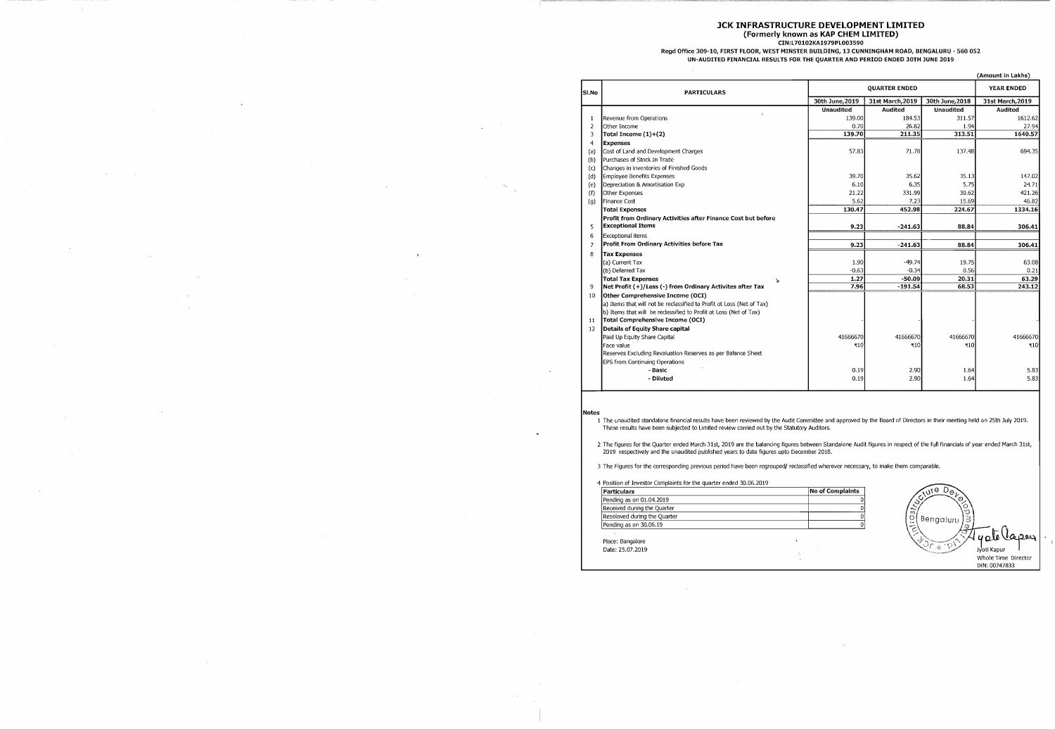# JCK INFRASTRUCTURE DEVELOPMENT LIMITED

**(Formerly known as KAP CHEM LIMITED)**

**CIN:L70102KA1979PLC003590**

**Regd Office 309-10, FIRST FLOOR, WEST MINSTER BUILDING, 13 CUNNINGHAM ROAD, BENGALURU - 560 052**

**UN-AUDITED FINANCIAL RESULTS FOR THE QUARTER AND PERIOD ENDED 30TH JUNE 2019**

(Amount in Lakhs)

| Sl.No | PARTICULARS | QUARTER ENDED | | | YEAR ENDED |
|---|---|---|---|---|---|
| | | 30th June,2019 | 31st March,2019 | 30th June,2018 | 31st March,2019 |
| | | Unaudited | Audited | Unaudited | Audited |
| 1 | Revenue from Operations | 139.00 | 184.53 | 311.57 | 1612.62 |
| 2 | Other Income | 0.70 | 26.82 | 1.94 | 27.94 |
| 3 | **Total Income (1)+(2)** | **139.70** | **211.35** | **313.51** | **1640.57** |
| 4 | **Expenses** | | | | |
| (a) | Cost of Land and Development Charges | 57.83 | 71.78 | 137.48 | 694.35 |
| (b) | Purchases of Stock In Trade | | | | |
| (c) | Changes in inventories of Finished Goods | | | | |
| (d) | Employee Benefits Expenses | 39.70 | 35.62 | 35.13 | 147.02 |
| (e) | Depreciation & Amortisation Exp | 6.10 | 6.35 | 5.75 | 24.71 |
| (f) | Other Expenses | 21.22 | 331.99 | 30.62 | 421.26 |
| (g) | Finance Cost | 5.62 | 7.23 | 15.69 | 46.82 |
| | **Total Expenses** | **130.47** | **452.98** | **224.67** | **1334.16** |
| 5 | **Profit from Ordinary Activities after Finance Cost but before Exceptional Items** | **9.23** | **-241.63** | **88.84** | **306.41** |
| 6 | Exceptional items | | | | |
| 7 | **Profit From Ordinary Activities before Tax** | **9.23** | **-241.63** | **88.84** | **306.41** |
| 8 | **Tax Expenses** | | | | |
| | (a) Current Tax | 1.90 | -49.74 | 19.75 | 63.08 |
| | (b) Deferred Tax | -0.63 | -0.34 | 0.56 | 0.21 |
| | **Total Tax Expenses** | **1.27** | **-50.09** | **20.31** | **63.29** |
| 9 | **Net Profit (+)/Loss (-) from Ordinary Activites after Tax** | **7.96** | **-191.54** | **68.53** | **243.12** |
| 10 | **Other Comprehensive Income (OCI)** | | | | |
| | a) Items that will not be reclassified to Profit ot Loss (Net of Tax) | | | | |
| | b) Items that will be reclassified to Profit ot Loss (Net of Tax) | | | | |
| 11 | **Total Comprehensive Income (OCI)** | - | - | - | - |
| 12 | **Details of Equity Share capital** | | | | |
| | Paid Up Equity Share Capital | 41666670 | 41666670 | 41666670 | 41666670 |
| | Face value | ₹10 | ₹10 | ₹10 | ₹10 |
| | Reserves Excluding Revaluation Reserves as per Balance Sheet | | | | |
| | EPS from Continuing Operations | | | | |
| | **- Basic** | 0.19 | 2.90 | 1.64 | 5.83 |
| | **- Diluted** | 0.19 | 2.90 | 1.64 | 5.83 |

**Notes**

1 The unaudited standalone financial results have been reviewed by the Audit Committee and approved by the Board of Directors in their meeting held on 25th July 2019. These results have been subjected to Limited review carried out by the Statutory Auditors.

2 The figures for the Quarter ended March 31st, 2019 are the balancing figures between Standalone Audit figures in respect of the full financials of year ended March 31st, 2019 respectively and the unaudited published years to date figures upto December 2018.

3 The Figures for the corresponding previous period have been regrouped/ reclassified wherever necessary, to make them comparable.

4 Position of Investor Complaints for the quarter ended 30.06.2019

| Particulars | No of Complaints |
|---|---|
| Pending as on 01.04.2019 | 0 |
| Received during the Quarter | 0 |
| Resolved during the Quarter | 0 |
| Pending as on 30.06.19 | 0 |

Place: Bangalore
Date: 25.07.2019

Jyoti Kapur
Whole Time Director
DIN: 00747833